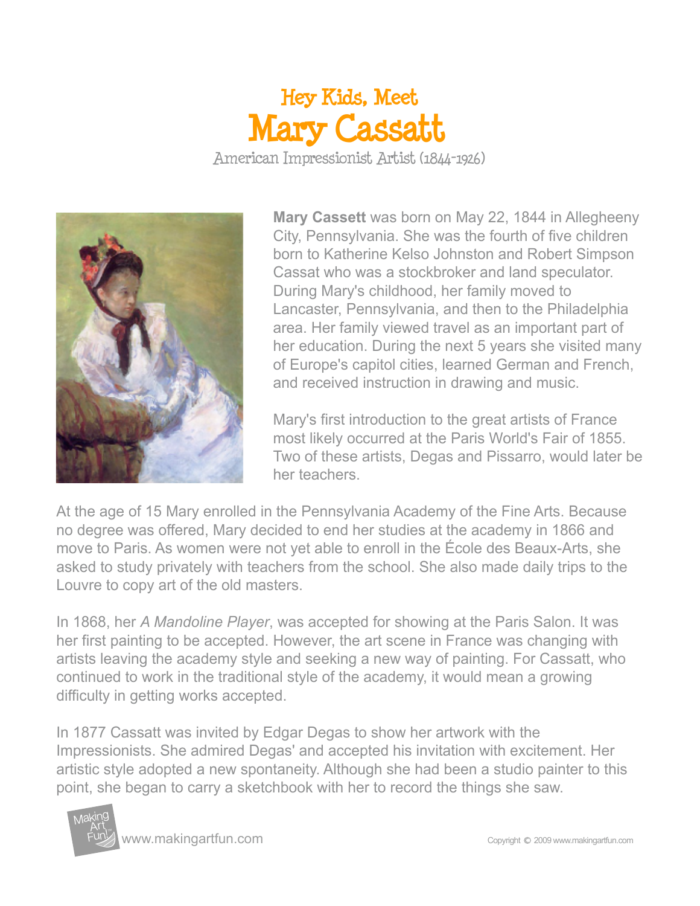# Hey Kids, Meet
# Mary Cassatt

American Impressionist Artist (1844-1926)

**Mary Cassett** was born on May 22, 1844 in Allegheeny City, Pennsylvania. She was the fourth of five children born to Katherine Kelso Johnston and Robert Simpson Cassat who was a stockbroker and land speculator. During Mary's childhood, her family moved to Lancaster, Pennsylvania, and then to the Philadelphia area. Her family viewed travel as an important part of her education. During the next 5 years she visited many of Europe's capitol cities, learned German and French, and received instruction in drawing and music.

Mary's first introduction to the great artists of France most likely occurred at the Paris World's Fair of 1855. Two of these artists, Degas and Pissarro, would later be her teachers.

At the age of 15 Mary enrolled in the Pennsylvania Academy of the Fine Arts. Because no degree was offered, Mary decided to end her studies at the academy in 1866 and move to Paris. As women were not yet able to enroll in the École des Beaux-Arts, she asked to study privately with teachers from the school. She also made daily trips to the Louvre to copy art of the old masters.

In 1868, her *A Mandoline Player*, was accepted for showing at the Paris Salon. It was her first painting to be accepted. However, the art scene in France was changing with artists leaving the academy style and seeking a new way of painting. For Cassatt, who continued to work in the traditional style of the academy, it would mean a growing difficulty in getting works accepted.

In 1877 Cassatt was invited by Edgar Degas to show her artwork with the Impressionists. She admired Degas' and accepted his invitation with excitement. Her artistic style adopted a new spontaneity. Although she had been a studio painter to this point, she began to carry a sketchbook with her to record the things she saw.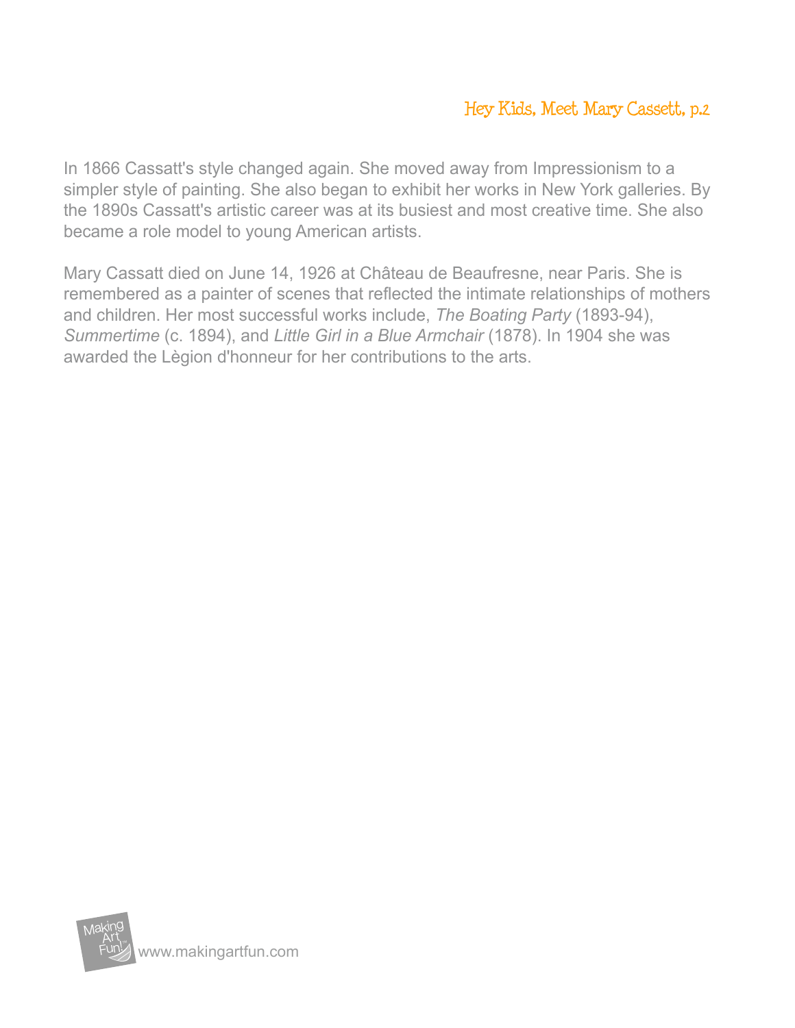In 1866 Cassatt's style changed again. She moved away from Impressionism to a simpler style of painting. She also began to exhibit her works in New York galleries. By the 1890s Cassatt's artistic career was at its busiest and most creative time. She also became a role model to young American artists.

Mary Cassatt died on June 14, 1926 at Château de Beaufresne, near Paris. She is remembered as a painter of scenes that reflected the intimate relationships of mothers and children. Her most successful works include, *The Boating Party* (1893-94), *Summertime* (c. 1894), and *Little Girl in a Blue Armchair* (1878). In 1904 she was awarded the Lègion d'honneur for her contributions to the arts.